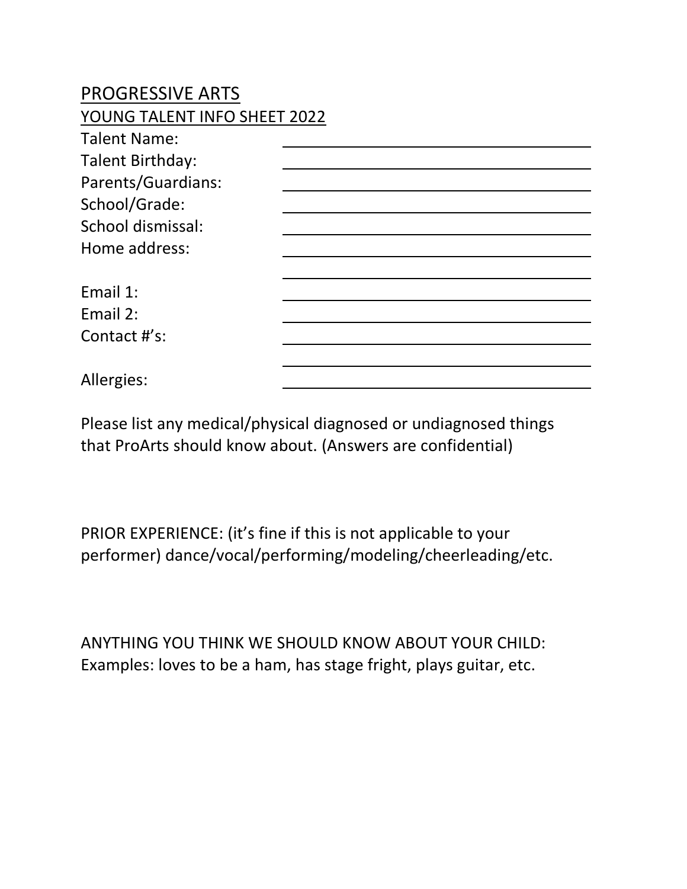# PROGRESSIVE ARTS

## YOUNG TALENT INFO SHEET 2022

Talent Name: ______________________________

Talent Birthday: ______________________________

Parents/Guardians: ______________________________

School/Grade: ______________________________

School dismissal: ______________________________

Home address: ______________________________

______________________________

Email 1: ______________________________

Email 2: ______________________________

Contact #'s: ______________________________

______________________________

Allergies: ______________________________

Please list any medical/physical diagnosed or undiagnosed things that ProArts should know about. (Answers are confidential)

PRIOR EXPERIENCE: (it's fine if this is not applicable to your performer) dance/vocal/performing/modeling/cheerleading/etc.

ANYTHING YOU THINK WE SHOULD KNOW ABOUT YOUR CHILD: Examples: loves to be a ham, has stage fright, plays guitar, etc.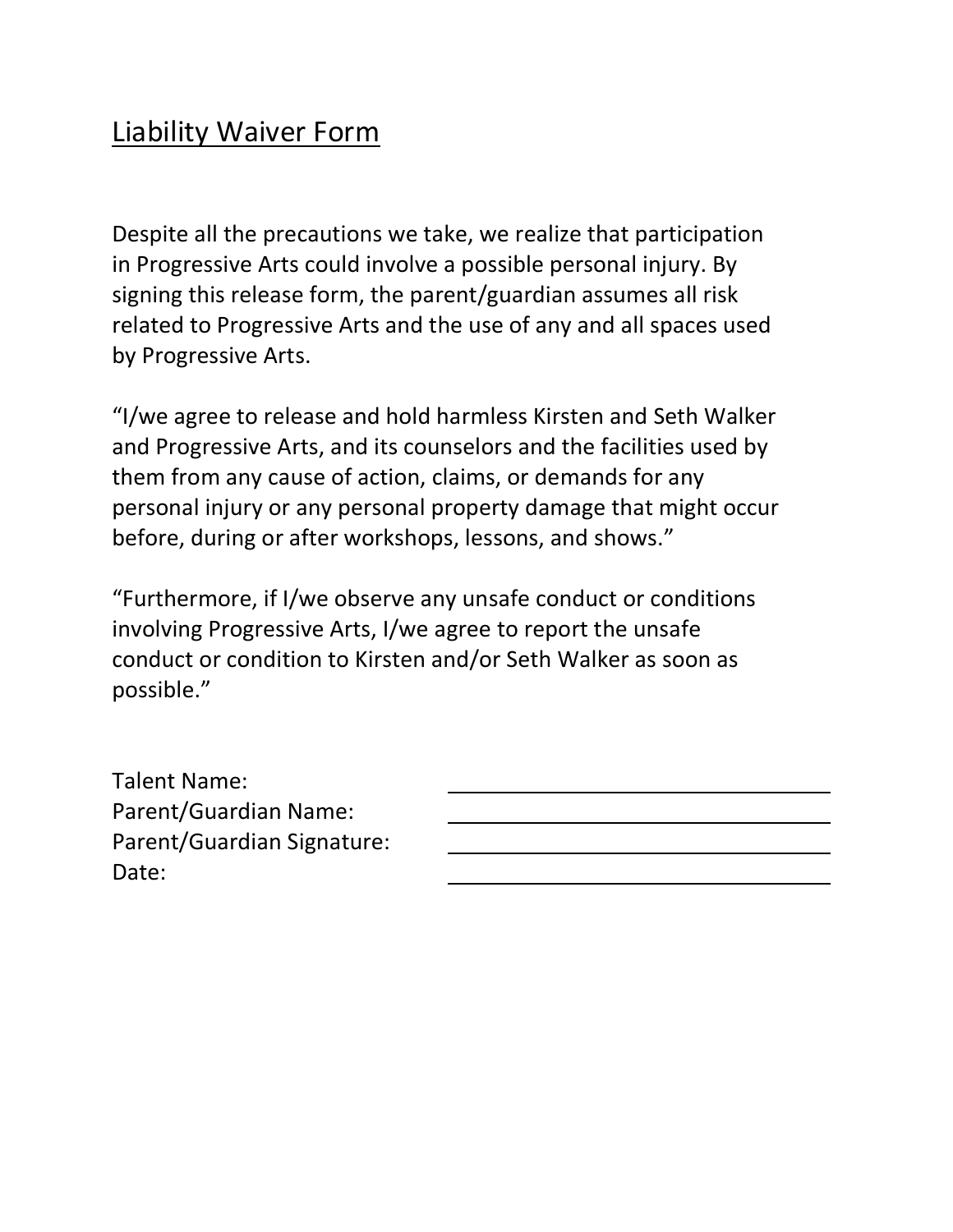# Liability Waiver Form

Despite all the precautions we take, we realize that participation in Progressive Arts could involve a possible personal injury. By signing this release form, the parent/guardian assumes all risk related to Progressive Arts and the use of any and all spaces used by Progressive Arts.

"I/we agree to release and hold harmless Kirsten and Seth Walker and Progressive Arts, and its counselors and the facilities used by them from any cause of action, claims, or demands for any personal injury or any personal property damage that might occur before, during or after workshops, lessons, and shows."

"Furthermore, if I/we observe any unsafe conduct or conditions involving Progressive Arts, I/we agree to report the unsafe conduct or condition to Kirsten and/or Seth Walker as soon as possible."

Talent Name: ______________________________

Parent/Guardian Name: ______________________________

Parent/Guardian Signature: ______________________________

Date: ______________________________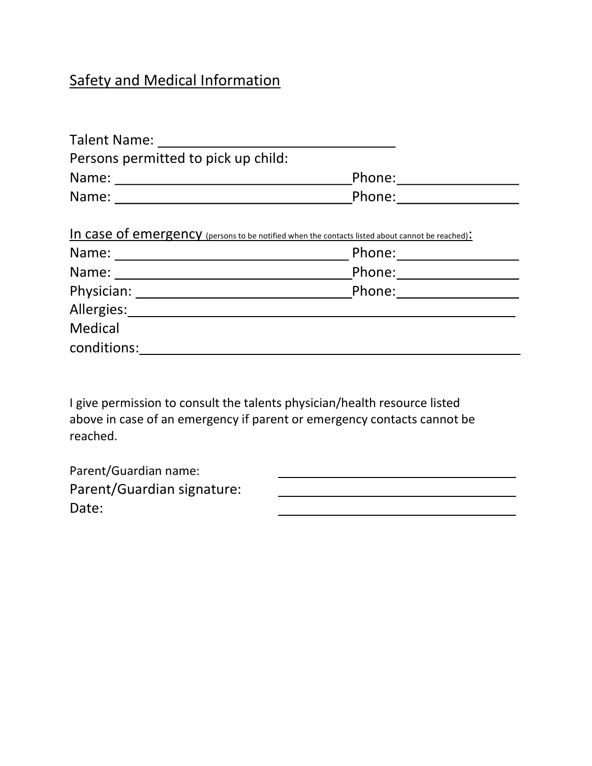## Safety and Medical Information

Talent Name: ________________________________

Persons permitted to pick up child:

Name: ________________________________Phone:________________

Name: ________________________________Phone:________________

In case of emergency (persons to be notified when the contacts listed about cannot be reached):

Name: ________________________________ Phone:________________

Name: ________________________________Phone:________________

Physician: ____________________________Phone:________________

Allergies:________________________________________________________

Medical conditions:________________________________________________

I give permission to consult the talents physician/health resource listed above in case of an emergency if parent or emergency contacts cannot be reached.

Parent/Guardian name: ________________________________

Parent/Guardian signature: ________________________________

Date: ________________________________